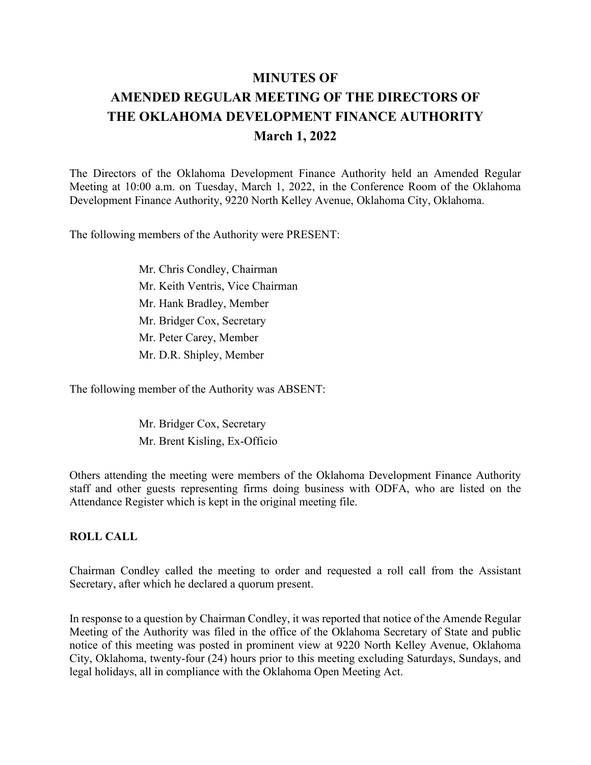# MINUTES OF
# AMENDED REGULAR MEETING OF THE DIRECTORS OF THE OKLAHOMA DEVELOPMENT FINANCE AUTHORITY
# March 1, 2022

The Directors of the Oklahoma Development Finance Authority held an Amended Regular Meeting at 10:00 a.m. on Tuesday, March 1, 2022, in the Conference Room of the Oklahoma Development Finance Authority, 9220 North Kelley Avenue, Oklahoma City, Oklahoma.

The following members of the Authority were PRESENT:

Mr. Chris Condley, Chairman
Mr. Keith Ventris, Vice Chairman
Mr. Hank Bradley, Member
Mr. Bridger Cox, Secretary
Mr. Peter Carey, Member
Mr. D.R. Shipley, Member

The following member of the Authority was ABSENT:

Mr. Bridger Cox, Secretary
Mr. Brent Kisling, Ex-Officio

Others attending the meeting were members of the Oklahoma Development Finance Authority staff and other guests representing firms doing business with ODFA, who are listed on the Attendance Register which is kept in the original meeting file.

**ROLL CALL**

Chairman Condley called the meeting to order and requested a roll call from the Assistant Secretary, after which he declared a quorum present.

In response to a question by Chairman Condley, it was reported that notice of the Amende Regular Meeting of the Authority was filed in the office of the Oklahoma Secretary of State and public notice of this meeting was posted in prominent view at 9220 North Kelley Avenue, Oklahoma City, Oklahoma, twenty-four (24) hours prior to this meeting excluding Saturdays, Sundays, and legal holidays, all in compliance with the Oklahoma Open Meeting Act.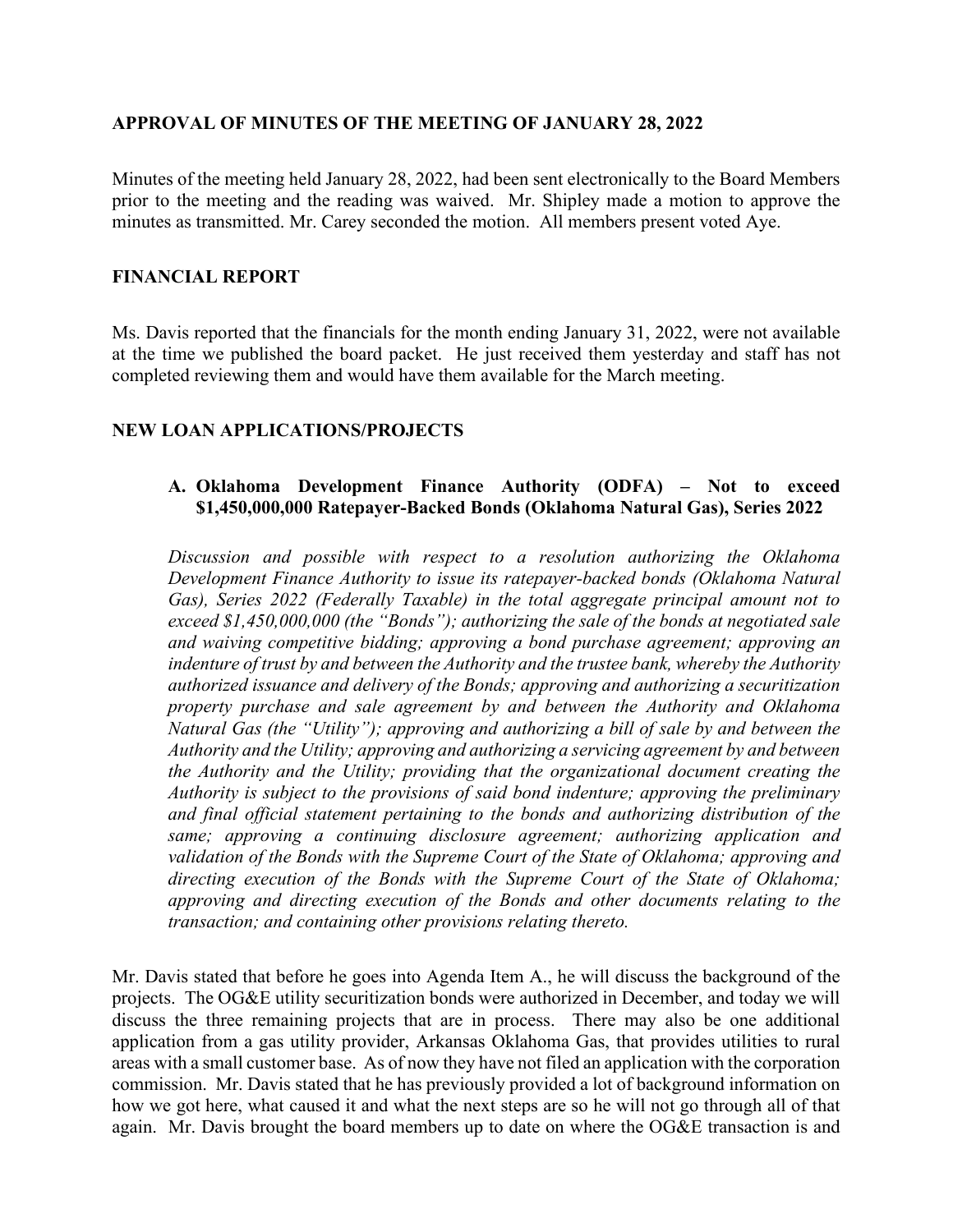## APPROVAL OF MINUTES OF THE MEETING OF JANUARY 28, 2022

Minutes of the meeting held January 28, 2022, had been sent electronically to the Board Members prior to the meeting and the reading was waived. Mr. Shipley made a motion to approve the minutes as transmitted. Mr. Carey seconded the motion. All members present voted Aye.

## FINANCIAL REPORT

Ms. Davis reported that the financials for the month ending January 31, 2022, were not available at the time we published the board packet. He just received them yesterday and staff has not completed reviewing them and would have them available for the March meeting.

## NEW LOAN APPLICATIONS/PROJECTS

### A. Oklahoma Development Finance Authority (ODFA) – Not to exceed $1,450,000,000 Ratepayer-Backed Bonds (Oklahoma Natural Gas), Series 2022

*Discussion and possible with respect to a resolution authorizing the Oklahoma Development Finance Authority to issue its ratepayer-backed bonds (Oklahoma Natural Gas), Series 2022 (Federally Taxable) in the total aggregate principal amount not to exceed $1,450,000,000 (the "Bonds"); authorizing the sale of the bonds at negotiated sale and waiving competitive bidding; approving a bond purchase agreement; approving an indenture of trust by and between the Authority and the trustee bank, whereby the Authority authorized issuance and delivery of the Bonds; approving and authorizing a securitization property purchase and sale agreement by and between the Authority and Oklahoma Natural Gas (the "Utility"); approving and authorizing a bill of sale by and between the Authority and the Utility; approving and authorizing a servicing agreement by and between the Authority and the Utility; providing that the organizational document creating the Authority is subject to the provisions of said bond indenture; approving the preliminary and final official statement pertaining to the bonds and authorizing distribution of the same; approving a continuing disclosure agreement; authorizing application and validation of the Bonds with the Supreme Court of the State of Oklahoma; approving and directing execution of the Bonds with the Supreme Court of the State of Oklahoma; approving and directing execution of the Bonds and other documents relating to the transaction; and containing other provisions relating thereto.*

Mr. Davis stated that before he goes into Agenda Item A., he will discuss the background of the projects. The OG&E utility securitization bonds were authorized in December, and today we will discuss the three remaining projects that are in process. There may also be one additional application from a gas utility provider, Arkansas Oklahoma Gas, that provides utilities to rural areas with a small customer base. As of now they have not filed an application with the corporation commission. Mr. Davis stated that he has previously provided a lot of background information on how we got here, what caused it and what the next steps are so he will not go through all of that again. Mr. Davis brought the board members up to date on where the OG&E transaction is and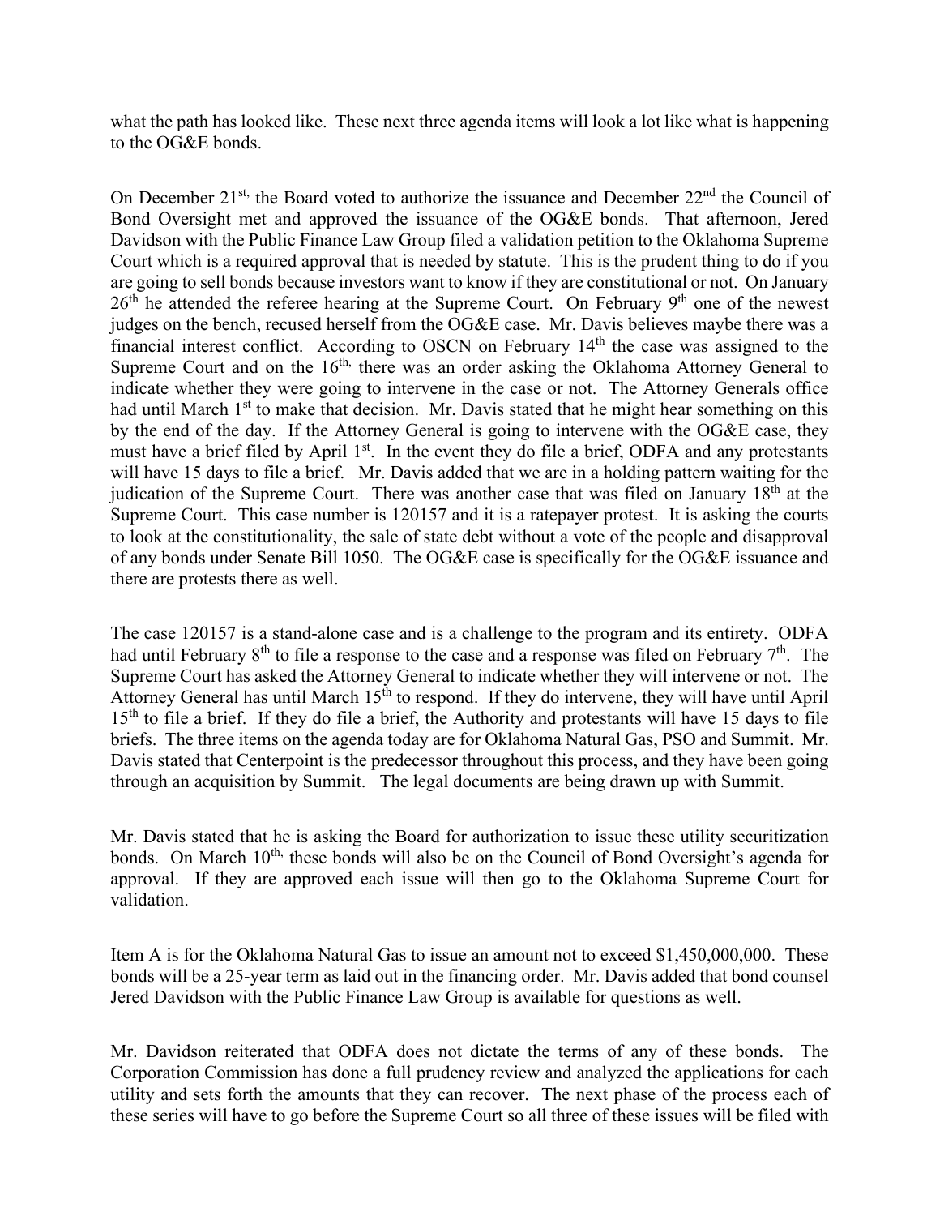what the path has looked like. These next three agenda items will look a lot like what is happening to the OG&E bonds.

On December 21st, the Board voted to authorize the issuance and December 22nd the Council of Bond Oversight met and approved the issuance of the OG&E bonds. That afternoon, Jered Davidson with the Public Finance Law Group filed a validation petition to the Oklahoma Supreme Court which is a required approval that is needed by statute. This is the prudent thing to do if you are going to sell bonds because investors want to know if they are constitutional or not. On January 26th he attended the referee hearing at the Supreme Court. On February 9th one of the newest judges on the bench, recused herself from the OG&E case. Mr. Davis believes maybe there was a financial interest conflict. According to OSCN on February 14th the case was assigned to the Supreme Court and on the 16th, there was an order asking the Oklahoma Attorney General to indicate whether they were going to intervene in the case or not. The Attorney Generals office had until March 1st to make that decision. Mr. Davis stated that he might hear something on this by the end of the day. If the Attorney General is going to intervene with the OG&E case, they must have a brief filed by April 1st. In the event they do file a brief, ODFA and any protestants will have 15 days to file a brief. Mr. Davis added that we are in a holding pattern waiting for the judication of the Supreme Court. There was another case that was filed on January 18th at the Supreme Court. This case number is 120157 and it is a ratepayer protest. It is asking the courts to look at the constitutionality, the sale of state debt without a vote of the people and disapproval of any bonds under Senate Bill 1050. The OG&E case is specifically for the OG&E issuance and there are protests there as well.

The case 120157 is a stand-alone case and is a challenge to the program and its entirety. ODFA had until February 8th to file a response to the case and a response was filed on February 7th. The Supreme Court has asked the Attorney General to indicate whether they will intervene or not. The Attorney General has until March 15th to respond. If they do intervene, they will have until April 15th to file a brief. If they do file a brief, the Authority and protestants will have 15 days to file briefs. The three items on the agenda today are for Oklahoma Natural Gas, PSO and Summit. Mr. Davis stated that Centerpoint is the predecessor throughout this process, and they have been going through an acquisition by Summit. The legal documents are being drawn up with Summit.

Mr. Davis stated that he is asking the Board for authorization to issue these utility securitization bonds. On March 10th, these bonds will also be on the Council of Bond Oversight's agenda for approval. If they are approved each issue will then go to the Oklahoma Supreme Court for validation.

Item A is for the Oklahoma Natural Gas to issue an amount not to exceed $1,450,000,000. These bonds will be a 25-year term as laid out in the financing order. Mr. Davis added that bond counsel Jered Davidson with the Public Finance Law Group is available for questions as well.

Mr. Davidson reiterated that ODFA does not dictate the terms of any of these bonds. The Corporation Commission has done a full prudency review and analyzed the applications for each utility and sets forth the amounts that they can recover. The next phase of the process each of these series will have to go before the Supreme Court so all three of these issues will be filed with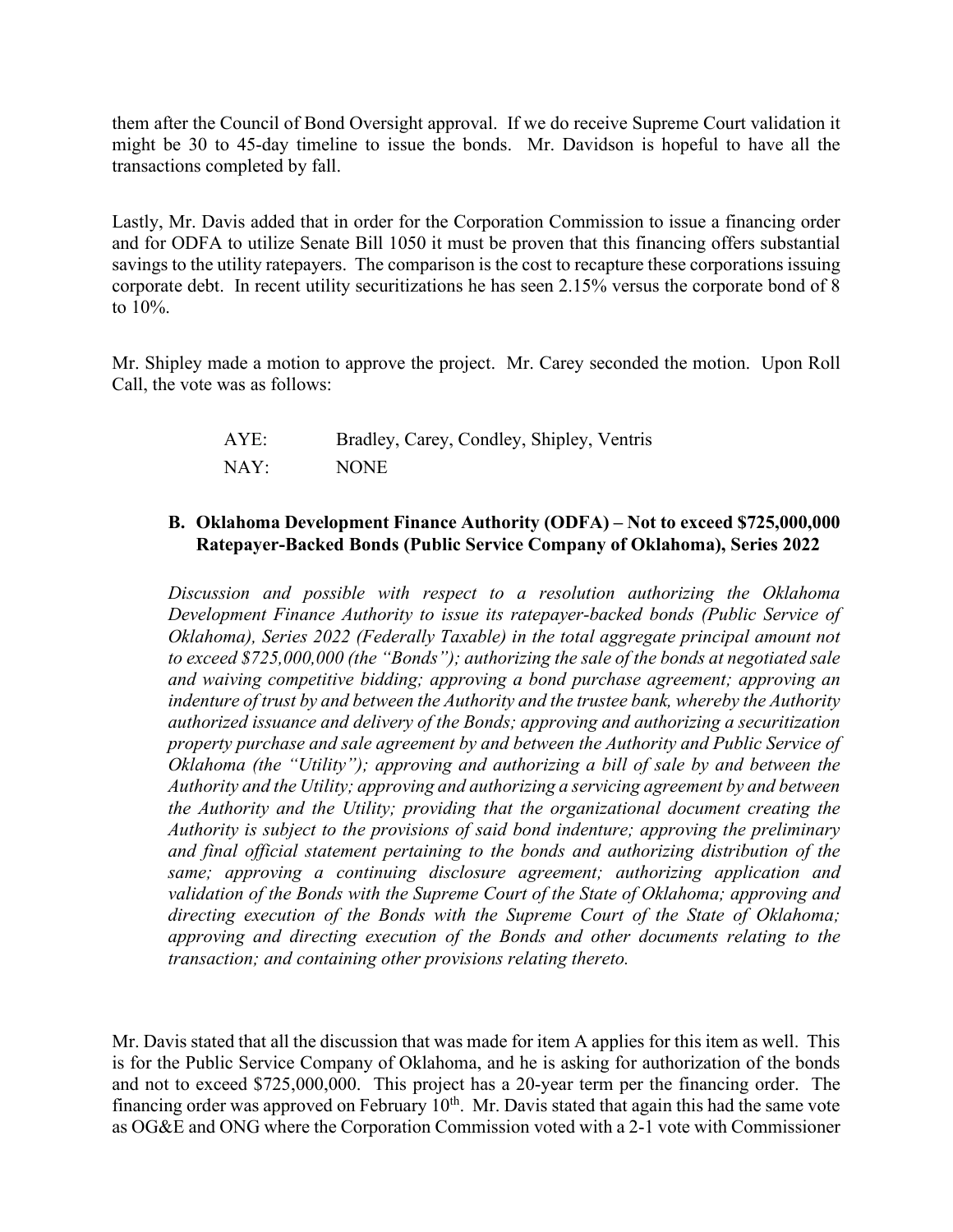them after the Council of Bond Oversight approval. If we do receive Supreme Court validation it might be 30 to 45-day timeline to issue the bonds. Mr. Davidson is hopeful to have all the transactions completed by fall.

Lastly, Mr. Davis added that in order for the Corporation Commission to issue a financing order and for ODFA to utilize Senate Bill 1050 it must be proven that this financing offers substantial savings to the utility ratepayers. The comparison is the cost to recapture these corporations issuing corporate debt. In recent utility securitizations he has seen 2.15% versus the corporate bond of 8 to 10%.

Mr. Shipley made a motion to approve the project. Mr. Carey seconded the motion. Upon Roll Call, the vote was as follows:

| | |
|---|---|
| AYE: | Bradley, Carey, Condley, Shipley, Ventris |
| NAY: | NONE |

### B. Oklahoma Development Finance Authority (ODFA) – Not to exceed $725,000,000 Ratepayer-Backed Bonds (Public Service Company of Oklahoma), Series 2022

*Discussion and possible with respect to a resolution authorizing the Oklahoma Development Finance Authority to issue its ratepayer-backed bonds (Public Service of Oklahoma), Series 2022 (Federally Taxable) in the total aggregate principal amount not to exceed $725,000,000 (the "Bonds"); authorizing the sale of the bonds at negotiated sale and waiving competitive bidding; approving a bond purchase agreement; approving an indenture of trust by and between the Authority and the trustee bank, whereby the Authority authorized issuance and delivery of the Bonds; approving and authorizing a securitization property purchase and sale agreement by and between the Authority and Public Service of Oklahoma (the "Utility"); approving and authorizing a bill of sale by and between the Authority and the Utility; approving and authorizing a servicing agreement by and between the Authority and the Utility; providing that the organizational document creating the Authority is subject to the provisions of said bond indenture; approving the preliminary and final official statement pertaining to the bonds and authorizing distribution of the same; approving a continuing disclosure agreement; authorizing application and validation of the Bonds with the Supreme Court of the State of Oklahoma; approving and directing execution of the Bonds with the Supreme Court of the State of Oklahoma; approving and directing execution of the Bonds and other documents relating to the transaction; and containing other provisions relating thereto.*

Mr. Davis stated that all the discussion that was made for item A applies for this item as well. This is for the Public Service Company of Oklahoma, and he is asking for authorization of the bonds and not to exceed $725,000,000. This project has a 20-year term per the financing order. The financing order was approved on February 10th. Mr. Davis stated that again this had the same vote as OG&E and ONG where the Corporation Commission voted with a 2-1 vote with Commissioner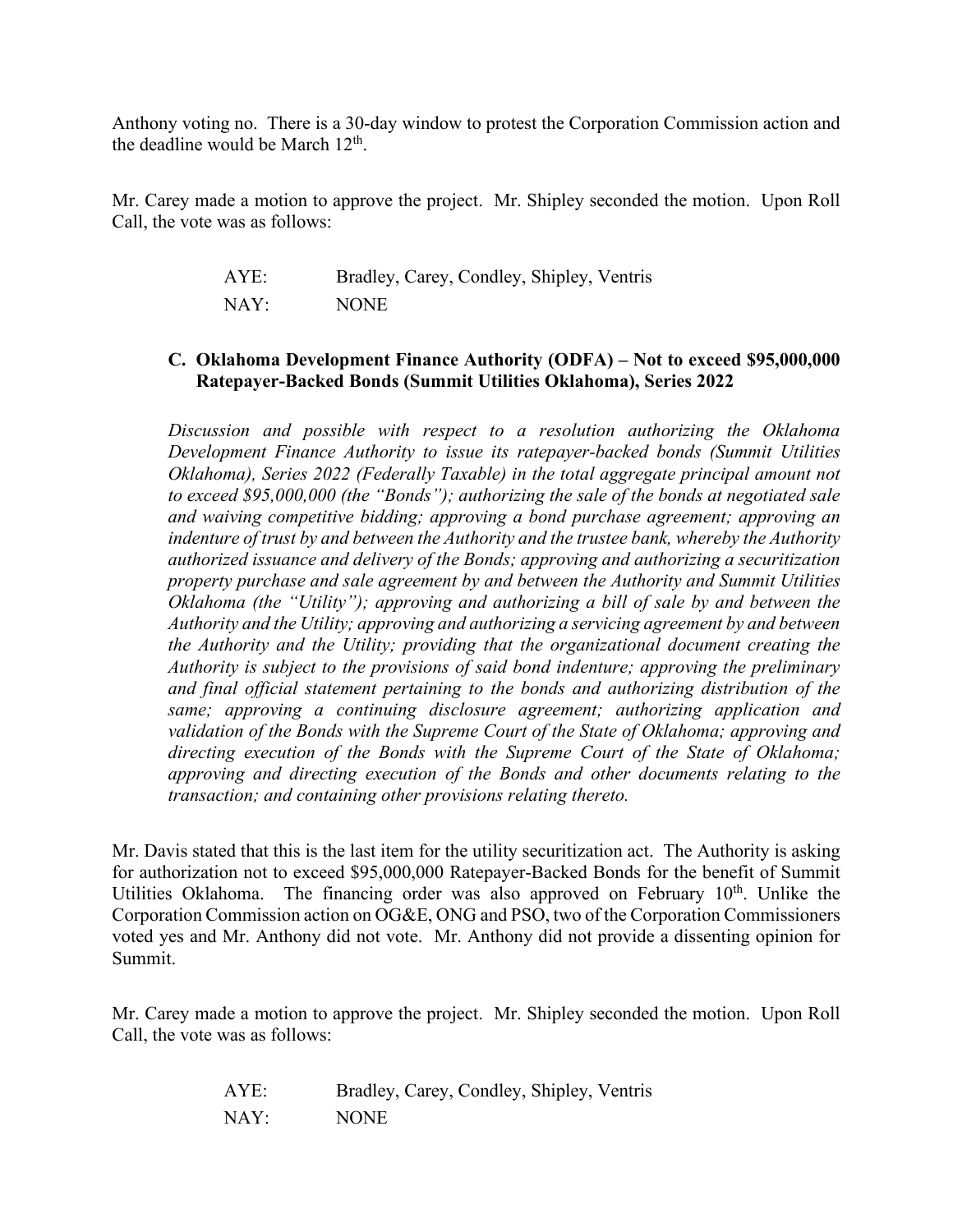Anthony voting no. There is a 30-day window to protest the Corporation Commission action and the deadline would be March 12th.

Mr. Carey made a motion to approve the project. Mr. Shipley seconded the motion. Upon Roll Call, the vote was as follows:

AYE: Bradley, Carey, Condley, Shipley, Ventris

NAY: NONE

**C. Oklahoma Development Finance Authority (ODFA) – Not to exceed $95,000,000 Ratepayer-Backed Bonds (Summit Utilities Oklahoma), Series 2022**

*Discussion and possible with respect to a resolution authorizing the Oklahoma Development Finance Authority to issue its ratepayer-backed bonds (Summit Utilities Oklahoma), Series 2022 (Federally Taxable) in the total aggregate principal amount not to exceed $95,000,000 (the "Bonds"); authorizing the sale of the bonds at negotiated sale and waiving competitive bidding; approving a bond purchase agreement; approving an indenture of trust by and between the Authority and the trustee bank, whereby the Authority authorized issuance and delivery of the Bonds; approving and authorizing a securitization property purchase and sale agreement by and between the Authority and Summit Utilities Oklahoma (the "Utility"); approving and authorizing a bill of sale by and between the Authority and the Utility; approving and authorizing a servicing agreement by and between the Authority and the Utility; providing that the organizational document creating the Authority is subject to the provisions of said bond indenture; approving the preliminary and final official statement pertaining to the bonds and authorizing distribution of the same; approving a continuing disclosure agreement; authorizing application and validation of the Bonds with the Supreme Court of the State of Oklahoma; approving and directing execution of the Bonds with the Supreme Court of the State of Oklahoma; approving and directing execution of the Bonds and other documents relating to the transaction; and containing other provisions relating thereto.*

Mr. Davis stated that this is the last item for the utility securitization act. The Authority is asking for authorization not to exceed $95,000,000 Ratepayer-Backed Bonds for the benefit of Summit Utilities Oklahoma. The financing order was also approved on February 10th. Unlike the Corporation Commission action on OG&E, ONG and PSO, two of the Corporation Commissioners voted yes and Mr. Anthony did not vote. Mr. Anthony did not provide a dissenting opinion for Summit.

Mr. Carey made a motion to approve the project. Mr. Shipley seconded the motion. Upon Roll Call, the vote was as follows:

AYE: Bradley, Carey, Condley, Shipley, Ventris

NAY: NONE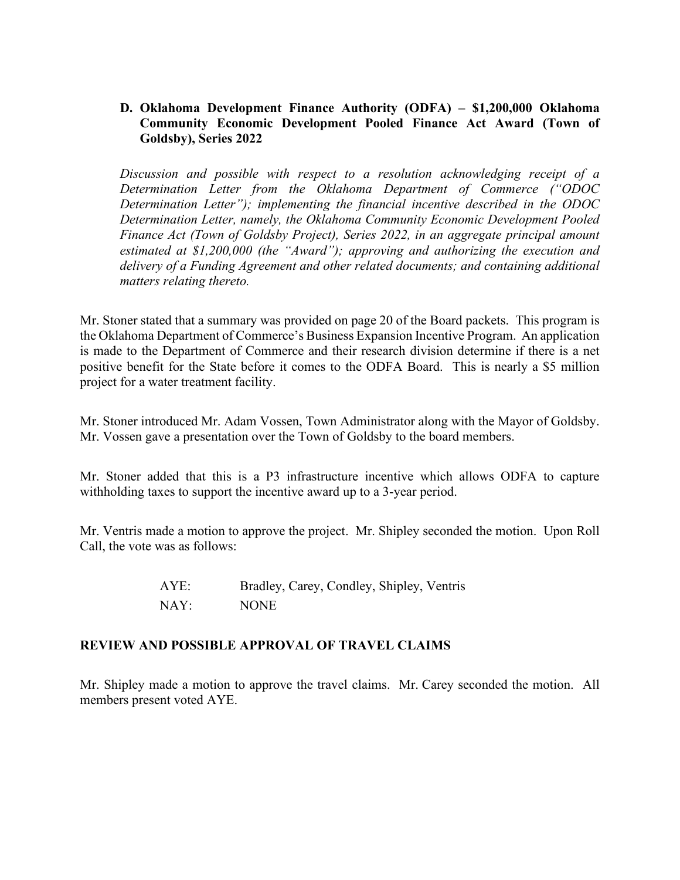**D. Oklahoma Development Finance Authority (ODFA) – $1,200,000 Oklahoma Community Economic Development Pooled Finance Act Award (Town of Goldsby), Series 2022**

*Discussion and possible with respect to a resolution acknowledging receipt of a Determination Letter from the Oklahoma Department of Commerce ("ODOC Determination Letter"); implementing the financial incentive described in the ODOC Determination Letter, namely, the Oklahoma Community Economic Development Pooled Finance Act (Town of Goldsby Project), Series 2022, in an aggregate principal amount estimated at $1,200,000 (the "Award"); approving and authorizing the execution and delivery of a Funding Agreement and other related documents; and containing additional matters relating thereto.*

Mr. Stoner stated that a summary was provided on page 20 of the Board packets. This program is the Oklahoma Department of Commerce's Business Expansion Incentive Program. An application is made to the Department of Commerce and their research division determine if there is a net positive benefit for the State before it comes to the ODFA Board. This is nearly a $5 million project for a water treatment facility.

Mr. Stoner introduced Mr. Adam Vossen, Town Administrator along with the Mayor of Goldsby. Mr. Vossen gave a presentation over the Town of Goldsby to the board members.

Mr. Stoner added that this is a P3 infrastructure incentive which allows ODFA to capture withholding taxes to support the incentive award up to a 3-year period.

Mr. Ventris made a motion to approve the project. Mr. Shipley seconded the motion. Upon Roll Call, the vote was as follows:

AYE: Bradley, Carey, Condley, Shipley, Ventris
NAY: NONE

**REVIEW AND POSSIBLE APPROVAL OF TRAVEL CLAIMS**

Mr. Shipley made a motion to approve the travel claims. Mr. Carey seconded the motion. All members present voted AYE.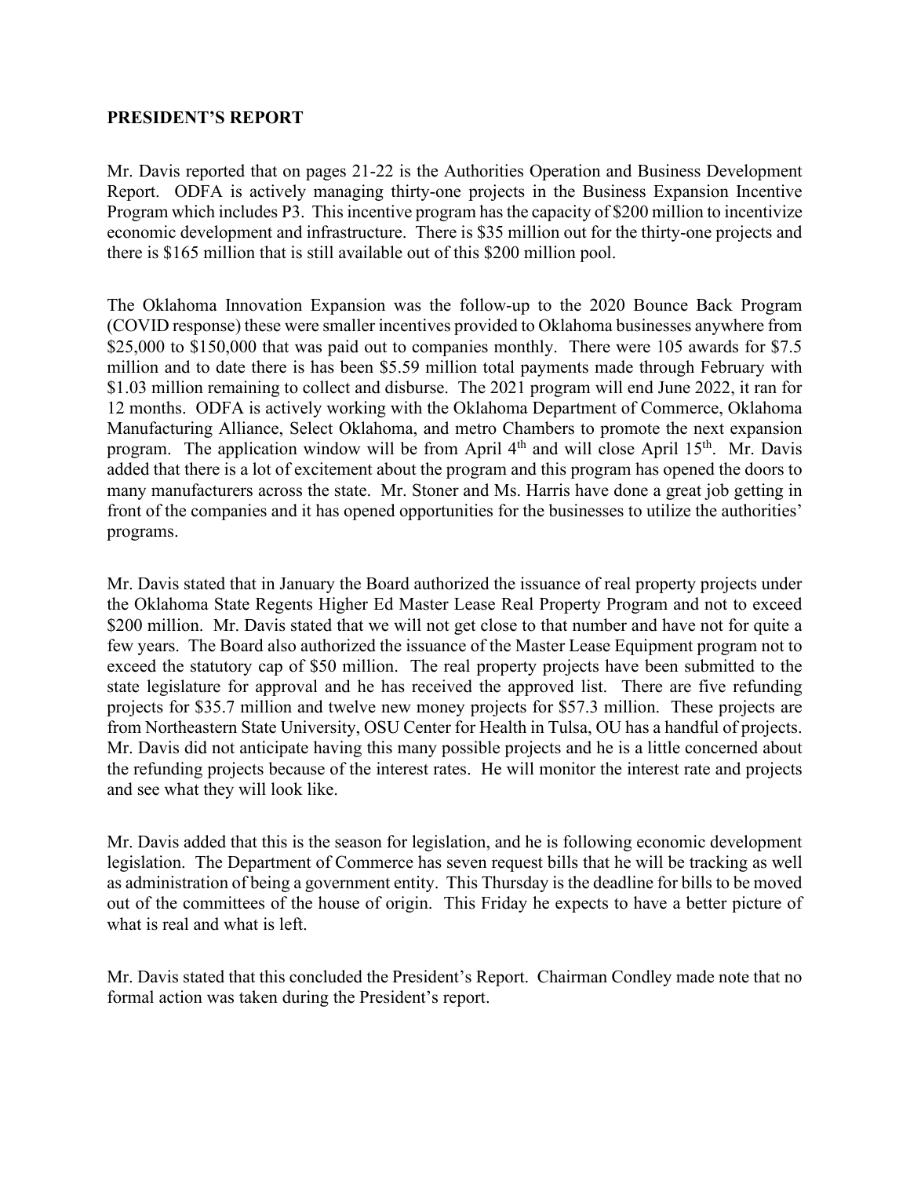**PRESIDENT'S REPORT**

Mr. Davis reported that on pages 21-22 is the Authorities Operation and Business Development Report. ODFA is actively managing thirty-one projects in the Business Expansion Incentive Program which includes P3. This incentive program has the capacity of $200 million to incentivize economic development and infrastructure. There is $35 million out for the thirty-one projects and there is $165 million that is still available out of this $200 million pool.

The Oklahoma Innovation Expansion was the follow-up to the 2020 Bounce Back Program (COVID response) these were smaller incentives provided to Oklahoma businesses anywhere from $25,000 to $150,000 that was paid out to companies monthly. There were 105 awards for $7.5 million and to date there is has been $5.59 million total payments made through February with $1.03 million remaining to collect and disburse. The 2021 program will end June 2022, it ran for 12 months. ODFA is actively working with the Oklahoma Department of Commerce, Oklahoma Manufacturing Alliance, Select Oklahoma, and metro Chambers to promote the next expansion program. The application window will be from April 4th and will close April 15th. Mr. Davis added that there is a lot of excitement about the program and this program has opened the doors to many manufacturers across the state. Mr. Stoner and Ms. Harris have done a great job getting in front of the companies and it has opened opportunities for the businesses to utilize the authorities' programs.

Mr. Davis stated that in January the Board authorized the issuance of real property projects under the Oklahoma State Regents Higher Ed Master Lease Real Property Program and not to exceed $200 million. Mr. Davis stated that we will not get close to that number and have not for quite a few years. The Board also authorized the issuance of the Master Lease Equipment program not to exceed the statutory cap of $50 million. The real property projects have been submitted to the state legislature for approval and he has received the approved list. There are five refunding projects for $35.7 million and twelve new money projects for $57.3 million. These projects are from Northeastern State University, OSU Center for Health in Tulsa, OU has a handful of projects. Mr. Davis did not anticipate having this many possible projects and he is a little concerned about the refunding projects because of the interest rates. He will monitor the interest rate and projects and see what they will look like.

Mr. Davis added that this is the season for legislation, and he is following economic development legislation. The Department of Commerce has seven request bills that he will be tracking as well as administration of being a government entity. This Thursday is the deadline for bills to be moved out of the committees of the house of origin. This Friday he expects to have a better picture of what is real and what is left.

Mr. Davis stated that this concluded the President's Report. Chairman Condley made note that no formal action was taken during the President's report.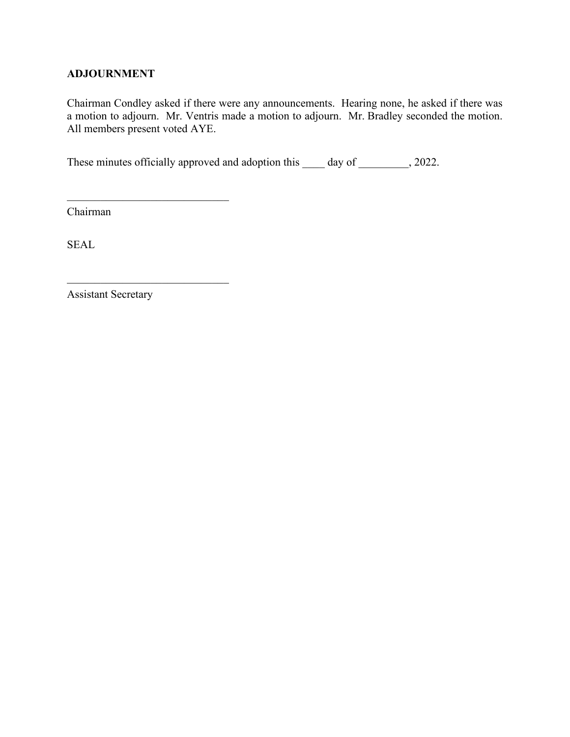**ADJOURNMENT**

Chairman Condley asked if there were any announcements. Hearing none, he asked if there was a motion to adjourn. Mr. Ventris made a motion to adjourn. Mr. Bradley seconded the motion. All members present voted AYE.

These minutes officially approved and adoption this ____ day of _________, 2022.

______________________________
Chairman

SEAL

______________________________
Assistant Secretary